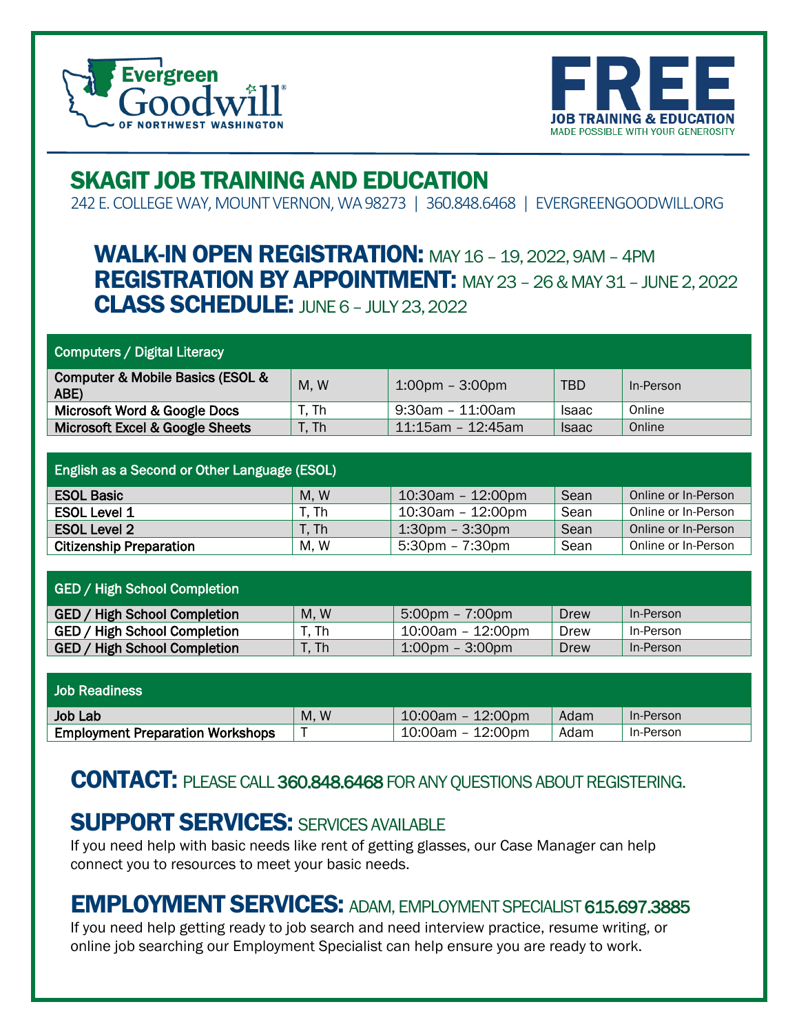Evergreen Goodwill OF NORTHWEST WASHINGTON

**FREE**
JOB TRAINING & EDUCATION
MADE POSSIBLE WITH YOUR GENEROSITY

# SKAGIT JOB TRAINING AND EDUCATION

242 E. COLLEGE WAY, MOUNT VERNON, WA 98273 | 360.848.6468 | EVERGREENGOODWILL.ORG

## WALK-IN OPEN REGISTRATION: MAY 16 – 19, 2022, 9AM – 4PM
## REGISTRATION BY APPOINTMENT: MAY 23 – 26 & MAY 31 – JUNE 2, 2022
## CLASS SCHEDULE: JUNE 6 – JULY 23, 2022

| Computers / Digital Literacy | | | | |
|---|---|---|---|---|
| **Computer & Mobile Basics (ESOL & ABE)** | M, W | 1:00pm – 3:00pm | TBD | In-Person |
| **Microsoft Word & Google Docs** | T, Th | 9:30am – 11:00am | Isaac | Online |
| **Microsoft Excel & Google Sheets** | T, Th | 11:15am – 12:45am | Isaac | Online |

| English as a Second or Other Language (ESOL) | | | | |
|---|---|---|---|---|
| **ESOL Basic** | M, W | 10:30am – 12:00pm | Sean | Online or In-Person |
| **ESOL Level 1** | T, Th | 10:30am – 12:00pm | Sean | Online or In-Person |
| **ESOL Level 2** | T, Th | 1:30pm – 3:30pm | Sean | Online or In-Person |
| **Citizenship Preparation** | M, W | 5:30pm – 7:30pm | Sean | Online or In-Person |

| GED / High School Completion | | | | |
|---|---|---|---|---|
| **GED / High School Completion** | M, W | 5:00pm – 7:00pm | Drew | In-Person |
| **GED / High School Completion** | T, Th | 10:00am – 12:00pm | Drew | In-Person |
| **GED / High School Completion** | T, Th | 1:00pm – 3:00pm | Drew | In-Person |

| Job Readiness | | | | |
|---|---|---|---|---|
| **Job Lab** | M, W | 10:00am – 12:00pm | Adam | In-Person |
| **Employment Preparation Workshops** | T | 10:00am – 12:00pm | Adam | In-Person |

## CONTACT: PLEASE CALL 360.848.6468 FOR ANY QUESTIONS ABOUT REGISTERING.

## SUPPORT SERVICES: SERVICES AVAILABLE

If you need help with basic needs like rent of getting glasses, our Case Manager can help connect you to resources to meet your basic needs.

## EMPLOYMENT SERVICES: ADAM, EMPLOYMENT SPECIALIST 615.697.3885

If you need help getting ready to job search and need interview practice, resume writing, or online job searching our Employment Specialist can help ensure you are ready to work.